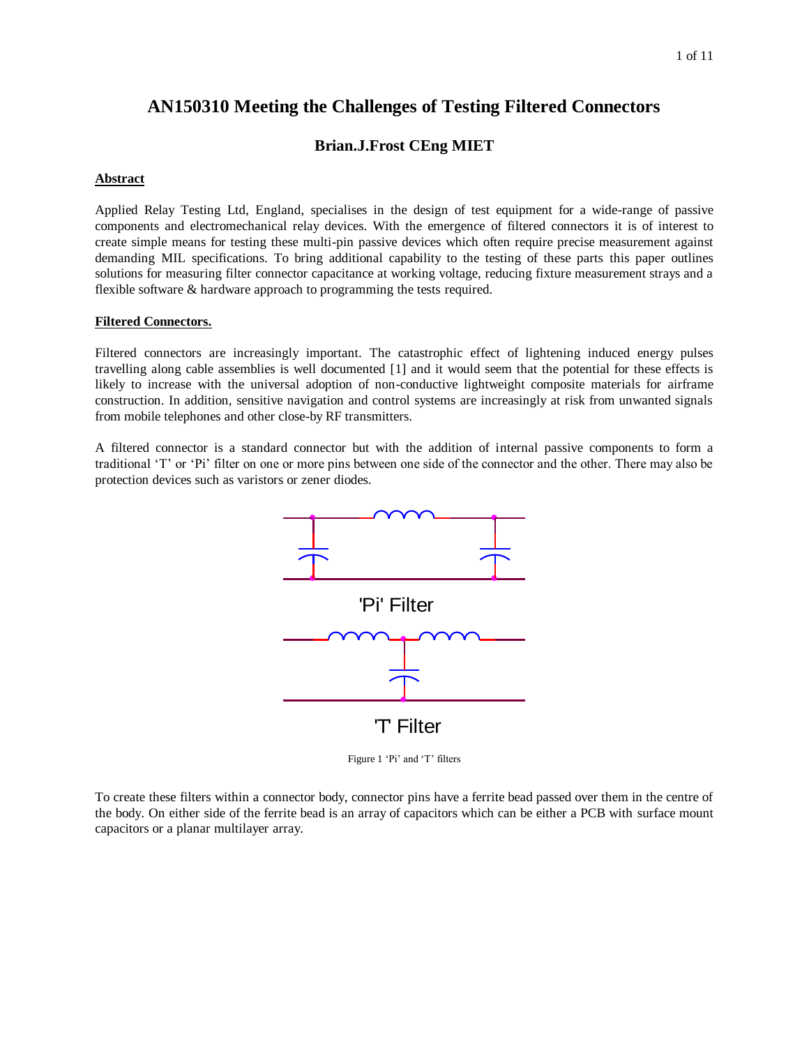# AN150310 Meeting the Challenges of Testing Filtered Connectors

### Brian.J.Frost CEng MIET

**Abstract**

Applied Relay Testing Ltd, England, specialises in the design of test equipment for a wide-range of passive components and electromechanical relay devices. With the emergence of filtered connectors it is of interest to create simple means for testing these multi-pin passive devices which often require precise measurement against demanding MIL specifications. To bring additional capability to the testing of these parts this paper outlines solutions for measuring filter connector capacitance at working voltage, reducing fixture measurement strays and a flexible software & hardware approach to programming the tests required.

**Filtered Connectors.**

Filtered connectors are increasingly important. The catastrophic effect of lightening induced energy pulses travelling along cable assemblies is well documented [1] and it would seem that the potential for these effects is likely to increase with the universal adoption of non-conductive lightweight composite materials for airframe construction. In addition, sensitive navigation and control systems are increasingly at risk from unwanted signals from mobile telephones and other close-by RF transmitters.

A filtered connector is a standard connector but with the addition of internal passive components to form a traditional 'T' or 'Pi' filter on one or more pins between one side of the connector and the other. There may also be protection devices such as varistors or zener diodes.

'Pi' Filter

'T' Filter

Figure 1 'Pi' and 'T' filters

To create these filters within a connector body, connector pins have a ferrite bead passed over them in the centre of the body. On either side of the ferrite bead is an array of capacitors which can be either a PCB with surface mount capacitors or a planar multilayer array.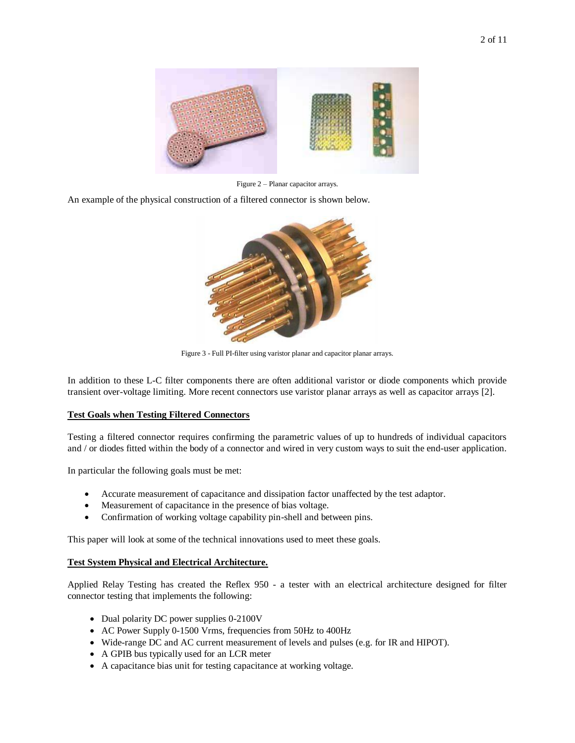Figure 2 – Planar capacitor arrays.

An example of the physical construction of a filtered connector is shown below.

Figure 3 - Full PI-filter using varistor planar and capacitor planar arrays.

In addition to these L-C filter components there are often additional varistor or diode components which provide transient over-voltage limiting. More recent connectors use varistor planar arrays as well as capacitor arrays [2].

**Test Goals when Testing Filtered Connectors**

Testing a filtered connector requires confirming the parametric values of up to hundreds of individual capacitors and / or diodes fitted within the body of a connector and wired in very custom ways to suit the end-user application.

In particular the following goals must be met:

- Accurate measurement of capacitance and dissipation factor unaffected by the test adaptor.
- Measurement of capacitance in the presence of bias voltage.
- Confirmation of working voltage capability pin-shell and between pins.

This paper will look at some of the technical innovations used to meet these goals.

**Test System Physical and Electrical Architecture.**

Applied Relay Testing has created the Reflex 950 - a tester with an electrical architecture designed for filter connector testing that implements the following:

- Dual polarity DC power supplies 0-2100V
- AC Power Supply 0-1500 Vrms, frequencies from 50Hz to 400Hz
- Wide-range DC and AC current measurement of levels and pulses (e.g. for IR and HIPOT).
- A GPIB bus typically used for an LCR meter
- A capacitance bias unit for testing capacitance at working voltage.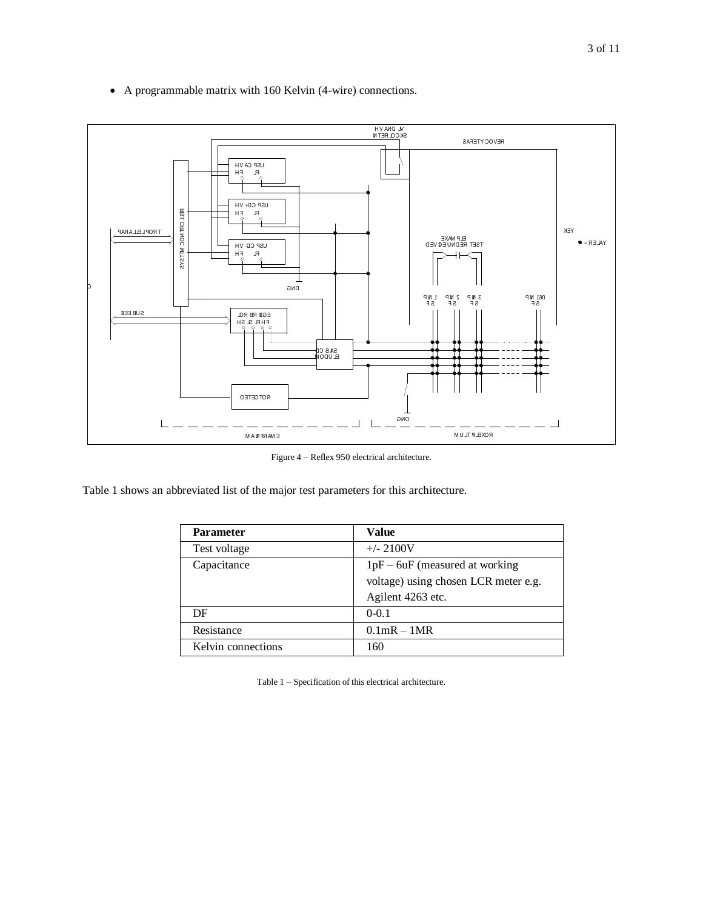- A programmable matrix with 160 Kelvin (4-wire) connections.

Figure 4 – Reflex 950 electrical architecture.

Table 1 shows an abbreviated list of the major test parameters for this architecture.

| Parameter | Value |
| --- | --- |
| Test voltage | +/- 2100V |
| Capacitance | 1pF – 6uF (measured at working voltage) using chosen LCR meter e.g. Agilent 4263 etc. |
| DF | 0-0.1 |
| Resistance | 0.1mR – 1MR |
| Kelvin connections | 160 |

Table 1 – Specification of this electrical architecture.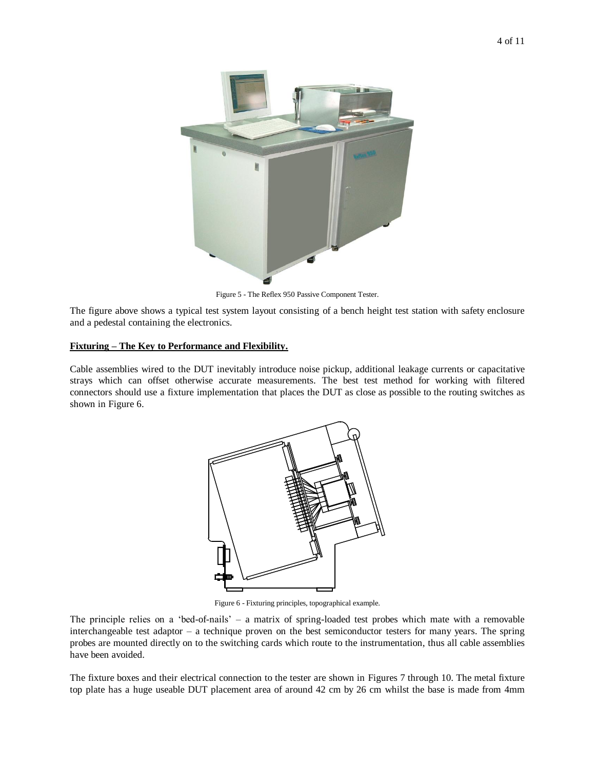Figure 5 - The Reflex 950 Passive Component Tester.

The figure above shows a typical test system layout consisting of a bench height test station with safety enclosure and a pedestal containing the electronics.

**Fixturing – The Key to Performance and Flexibility.**

Cable assemblies wired to the DUT inevitably introduce noise pickup, additional leakage currents or capacitative strays which can offset otherwise accurate measurements. The best test method for working with filtered connectors should use a fixture implementation that places the DUT as close as possible to the routing switches as shown in Figure 6.

Figure 6 - Fixturing principles, topographical example.

The principle relies on a 'bed-of-nails' – a matrix of spring-loaded test probes which mate with a removable interchangeable test adaptor – a technique proven on the best semiconductor testers for many years. The spring probes are mounted directly on to the switching cards which route to the instrumentation, thus all cable assemblies have been avoided.

The fixture boxes and their electrical connection to the tester are shown in Figures 7 through 10. The metal fixture top plate has a huge useable DUT placement area of around 42 cm by 26 cm whilst the base is made from 4mm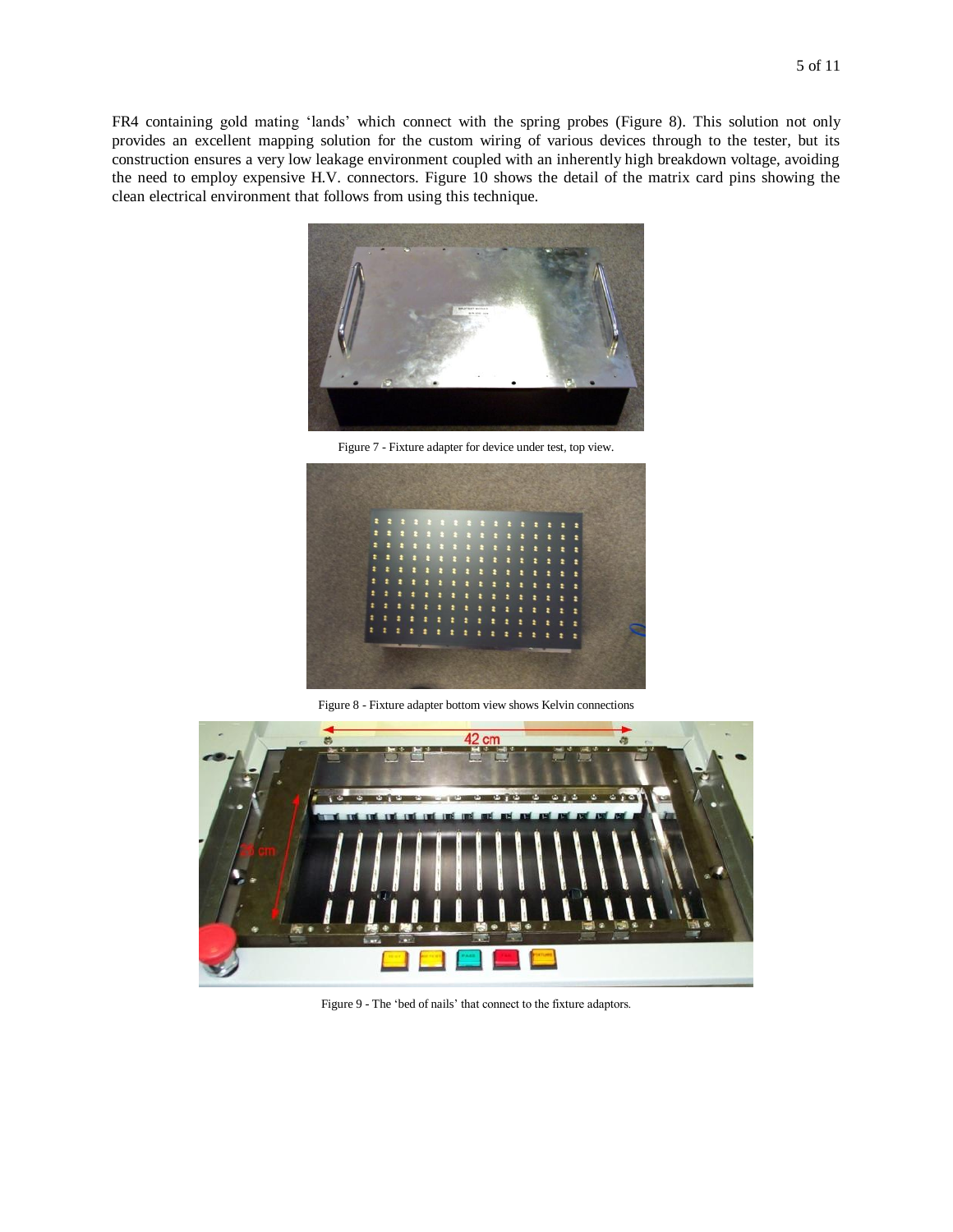FR4 containing gold mating 'lands' which connect with the spring probes (Figure 8). This solution not only provides an excellent mapping solution for the custom wiring of various devices through to the tester, but its construction ensures a very low leakage environment coupled with an inherently high breakdown voltage, avoiding the need to employ expensive H.V. connectors. Figure 10 shows the detail of the matrix card pins showing the clean electrical environment that follows from using this technique.

Figure 7 - Fixture adapter for device under test, top view.

Figure 8 - Fixture adapter bottom view shows Kelvin connections

Figure 9 - The 'bed of nails' that connect to the fixture adaptors.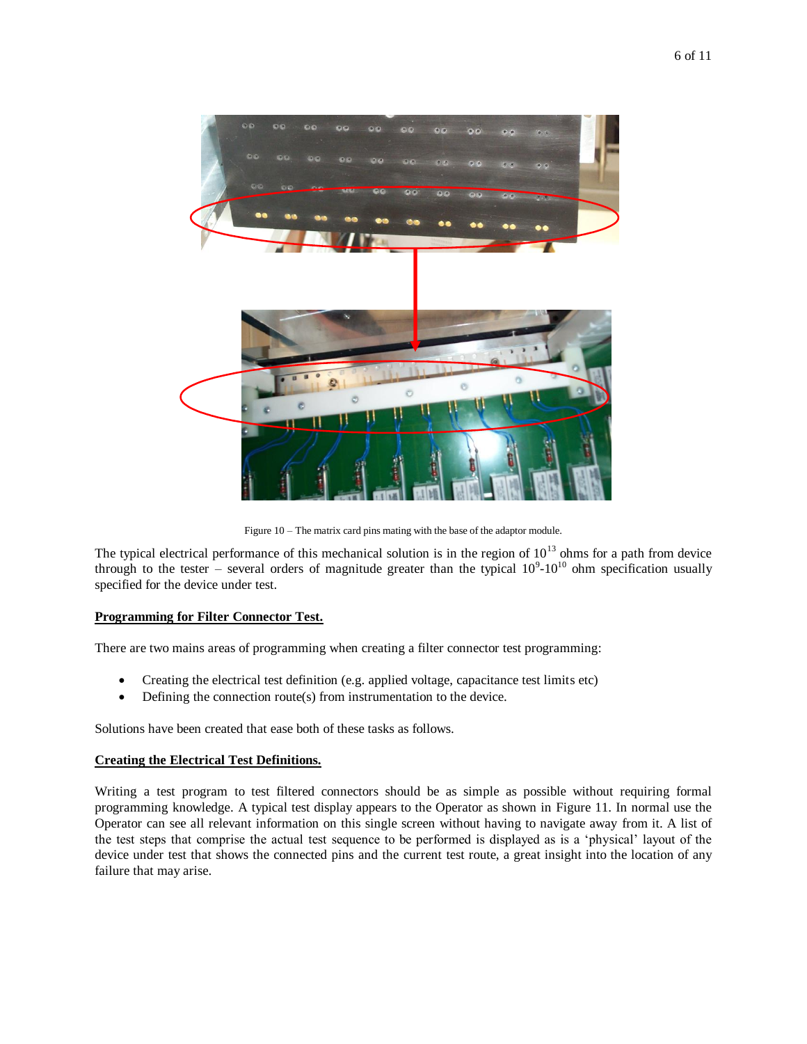Figure 10 – The matrix card pins mating with the base of the adaptor module.

The typical electrical performance of this mechanical solution is in the region of $10^{13}$ ohms for a path from device through to the tester – several orders of magnitude greater than the typical $10^{9}$-$10^{10}$ ohm specification usually specified for the device under test.

**Programming for Filter Connector Test.**

There are two mains areas of programming when creating a filter connector test programming:

- Creating the electrical test definition (e.g. applied voltage, capacitance test limits etc)
- Defining the connection route(s) from instrumentation to the device.

Solutions have been created that ease both of these tasks as follows.

**Creating the Electrical Test Definitions.**

Writing a test program to test filtered connectors should be as simple as possible without requiring formal programming knowledge. A typical test display appears to the Operator as shown in Figure 11. In normal use the Operator can see all relevant information on this single screen without having to navigate away from it. A list of the test steps that comprise the actual test sequence to be performed is displayed as is a 'physical' layout of the device under test that shows the connected pins and the current test route, a great insight into the location of any failure that may arise.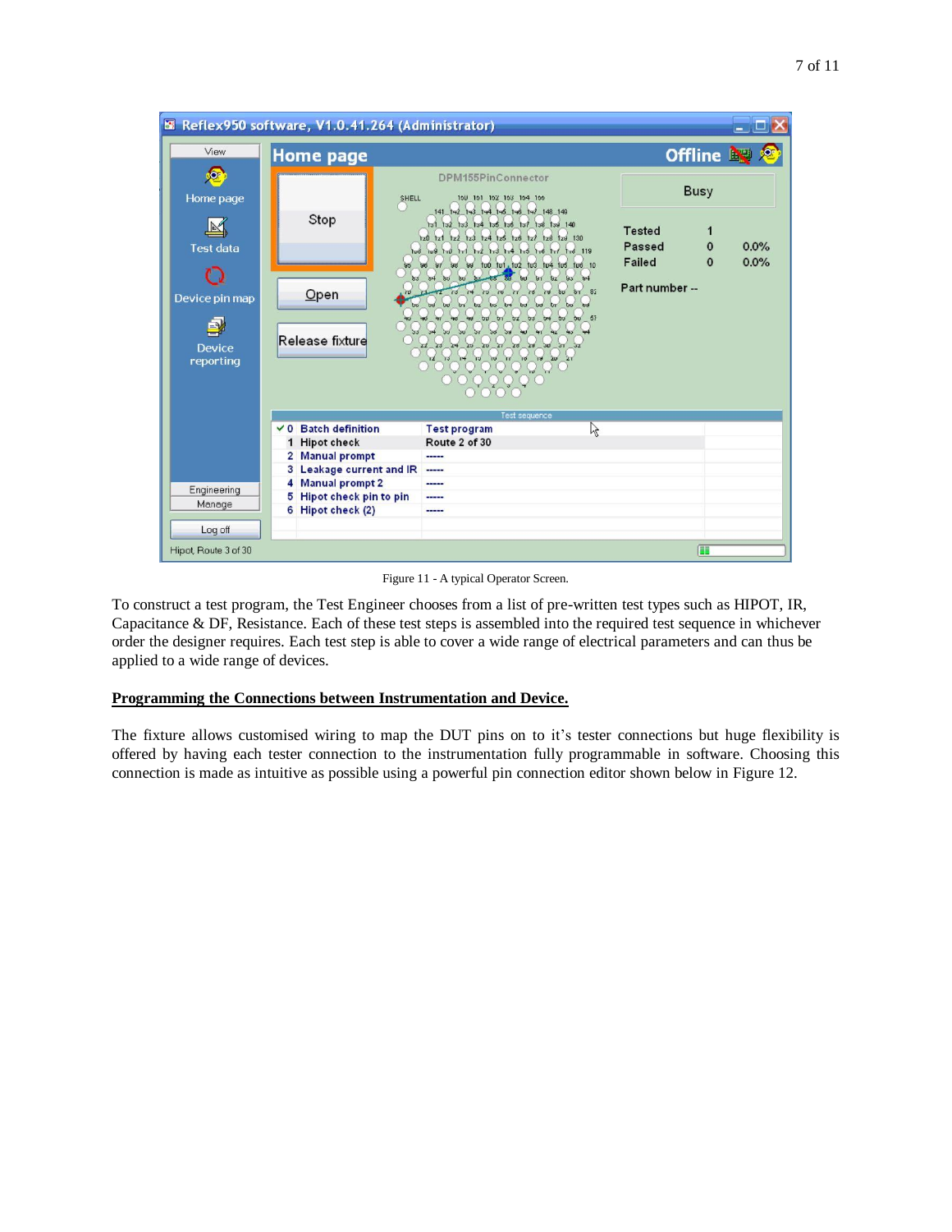Figure 11 - A typical Operator Screen.

To construct a test program, the Test Engineer chooses from a list of pre-written test types such as HIPOT, IR, Capacitance & DF, Resistance. Each of these test steps is assembled into the required test sequence in whichever order the designer requires. Each test step is able to cover a wide range of electrical parameters and can thus be applied to a wide range of devices.

**Programming the Connections between Instrumentation and Device.**

The fixture allows customised wiring to map the DUT pins on to it's tester connections but huge flexibility is offered by having each tester connection to the instrumentation fully programmable in software. Choosing this connection is made as intuitive as possible using a powerful pin connection editor shown below in Figure 12.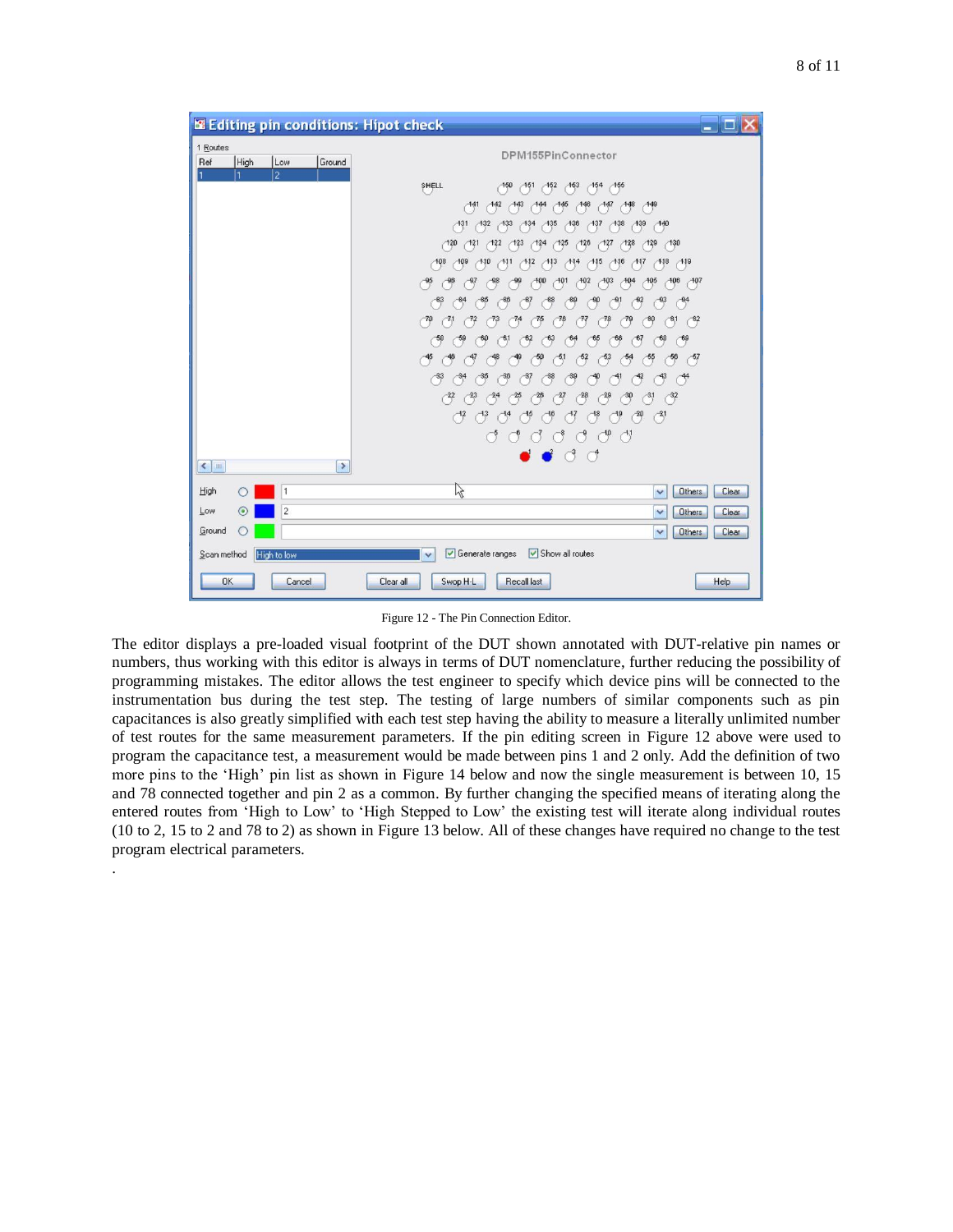Figure 12 - The Pin Connection Editor.

The editor displays a pre-loaded visual footprint of the DUT shown annotated with DUT-relative pin names or numbers, thus working with this editor is always in terms of DUT nomenclature, further reducing the possibility of programming mistakes. The editor allows the test engineer to specify which device pins will be connected to the instrumentation bus during the test step. The testing of large numbers of similar components such as pin capacitances is also greatly simplified with each test step having the ability to measure a literally unlimited number of test routes for the same measurement parameters. If the pin editing screen in Figure 12 above were used to program the capacitance test, a measurement would be made between pins 1 and 2 only. Add the definition of two more pins to the 'High' pin list as shown in Figure 14 below and now the single measurement is between 10, 15 and 78 connected together and pin 2 as a common. By further changing the specified means of iterating along the entered routes from 'High to Low' to 'High Stepped to Low' the existing test will iterate along individual routes (10 to 2, 15 to 2 and 78 to 2) as shown in Figure 13 below. All of these changes have required no change to the test program electrical parameters.

.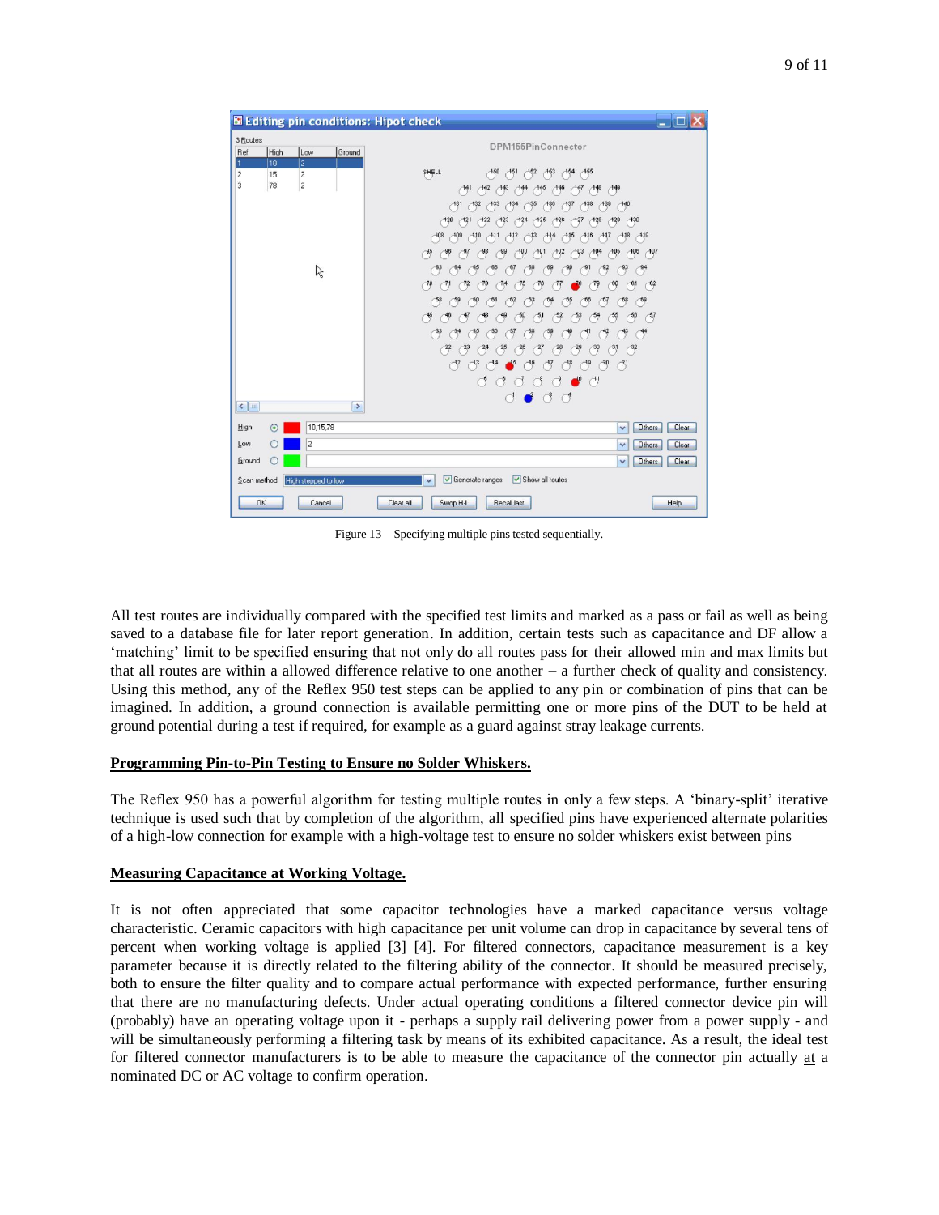Figure 13 – Specifying multiple pins tested sequentially.

All test routes are individually compared with the specified test limits and marked as a pass or fail as well as being saved to a database file for later report generation. In addition, certain tests such as capacitance and DF allow a 'matching' limit to be specified ensuring that not only do all routes pass for their allowed min and max limits but that all routes are within a allowed difference relative to one another – a further check of quality and consistency. Using this method, any of the Reflex 950 test steps can be applied to any pin or combination of pins that can be imagined. In addition, a ground connection is available permitting one or more pins of the DUT to be held at ground potential during a test if required, for example as a guard against stray leakage currents.

**Programming Pin-to-Pin Testing to Ensure no Solder Whiskers.**

The Reflex 950 has a powerful algorithm for testing multiple routes in only a few steps. A 'binary-split' iterative technique is used such that by completion of the algorithm, all specified pins have experienced alternate polarities of a high-low connection for example with a high-voltage test to ensure no solder whiskers exist between pins

**Measuring Capacitance at Working Voltage.**

It is not often appreciated that some capacitor technologies have a marked capacitance versus voltage characteristic. Ceramic capacitors with high capacitance per unit volume can drop in capacitance by several tens of percent when working voltage is applied [3] [4]. For filtered connectors, capacitance measurement is a key parameter because it is directly related to the filtering ability of the connector. It should be measured precisely, both to ensure the filter quality and to compare actual performance with expected performance, further ensuring that there are no manufacturing defects. Under actual operating conditions a filtered connector device pin will (probably) have an operating voltage upon it - perhaps a supply rail delivering power from a power supply - and will be simultaneously performing a filtering task by means of its exhibited capacitance. As a result, the ideal test for filtered connector manufacturers is to be able to measure the capacitance of the connector pin actually at a nominated DC or AC voltage to confirm operation.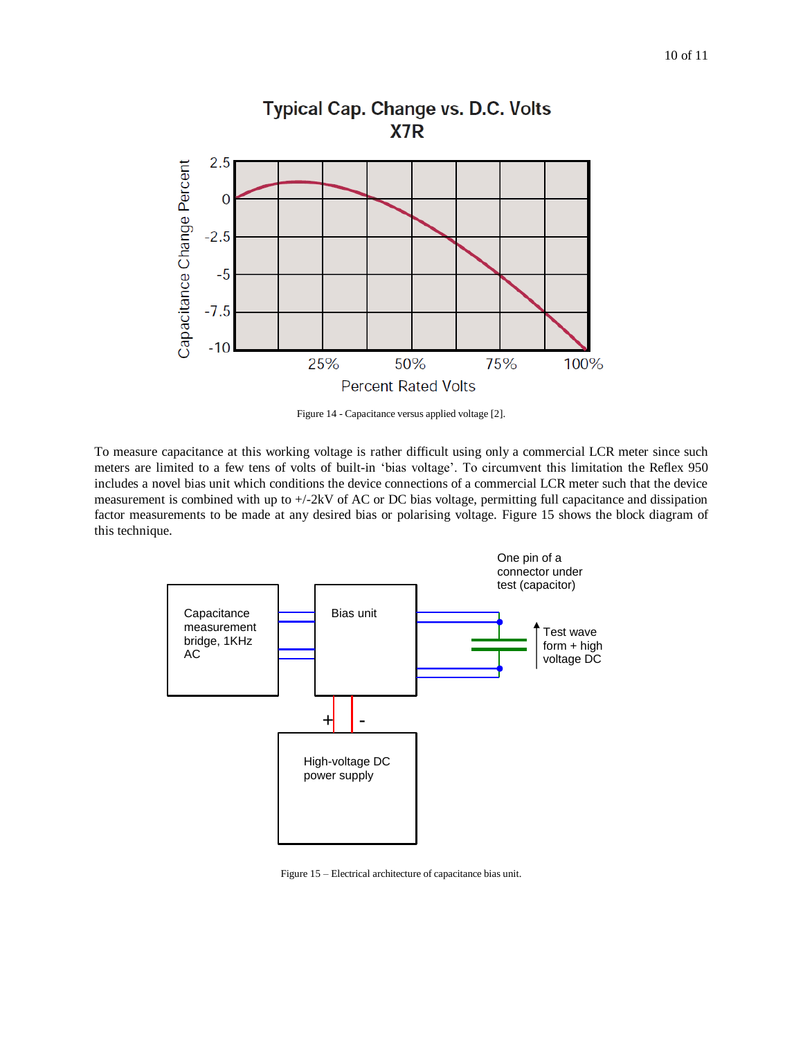Figure 14 - Capacitance versus applied voltage [2].

To measure capacitance at this working voltage is rather difficult using only a commercial LCR meter since such meters are limited to a few tens of volts of built-in ‘bias voltage’. To circumvent this limitation the Reflex 950 includes a novel bias unit which conditions the device connections of a commercial LCR meter such that the device measurement is combined with up to +/-2kV of AC or DC bias voltage, permitting full capacitance and dissipation factor measurements to be made at any desired bias or polarising voltage. Figure 15 shows the block diagram of this technique.

Figure 15 – Electrical architecture of capacitance bias unit.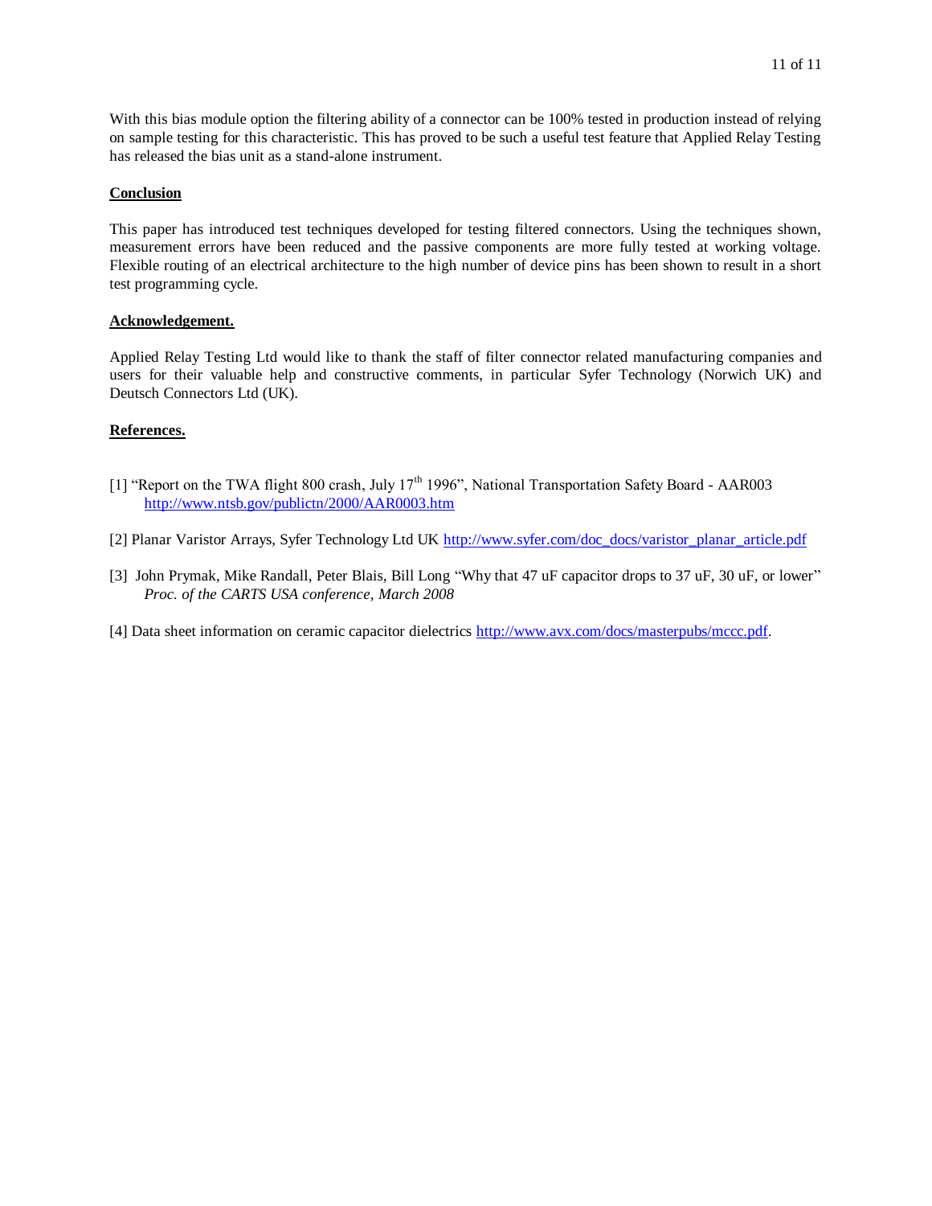With this bias module option the filtering ability of a connector can be 100% tested in production instead of relying on sample testing for this characteristic. This has proved to be such a useful test feature that Applied Relay Testing has released the bias unit as a stand-alone instrument.

## Conclusion

This paper has introduced test techniques developed for testing filtered connectors. Using the techniques shown, measurement errors have been reduced and the passive components are more fully tested at working voltage. Flexible routing of an electrical architecture to the high number of device pins has been shown to result in a short test programming cycle.

## Acknowledgement.

Applied Relay Testing Ltd would like to thank the staff of filter connector related manufacturing companies and users for their valuable help and constructive comments, in particular Syfer Technology (Norwich UK) and Deutsch Connectors Ltd (UK).

## References.

[1] "Report on the TWA flight 800 crash, July 17th 1996", National Transportation Safety Board - AAR003 http://www.ntsb.gov/publictn/2000/AAR0003.htm

[2] Planar Varistor Arrays, Syfer Technology Ltd UK http://www.syfer.com/doc_docs/varistor_planar_article.pdf

[3] John Prymak, Mike Randall, Peter Blais, Bill Long "Why that 47 uF capacitor drops to 37 uF, 30 uF, or lower" *Proc. of the CARTS USA conference, March 2008*

[4] Data sheet information on ceramic capacitor dielectrics http://www.avx.com/docs/masterpubs/mccc.pdf.